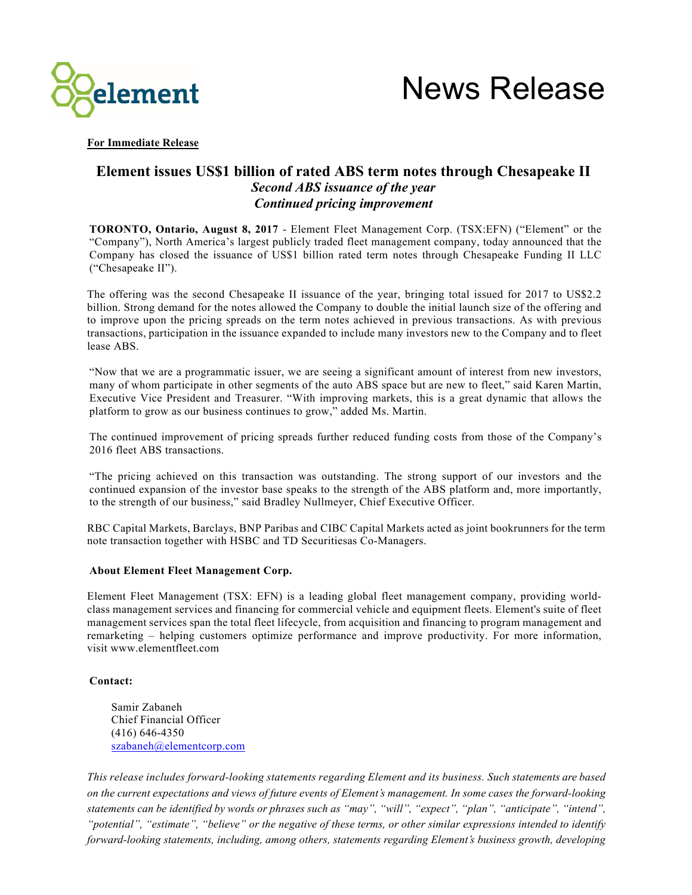# News Release

**For Immediate Release**

## Element issues US$1 billion of rated ABS term notes through Chesapeake II

***Second ABS issuance of the year***

***Continued pricing improvement***

**TORONTO, Ontario, August 8, 2017** - Element Fleet Management Corp. (TSX:EFN) ("Element" or the "Company"), North America's largest publicly traded fleet management company, today announced that the Company has closed the issuance of US$1 billion rated term notes through Chesapeake Funding II LLC ("Chesapeake II").

The offering was the second Chesapeake II issuance of the year, bringing total issued for 2017 to US$2.2 billion. Strong demand for the notes allowed the Company to double the initial launch size of the offering and to improve upon the pricing spreads on the term notes achieved in previous transactions. As with previous transactions, participation in the issuance expanded to include many investors new to the Company and to fleet lease ABS.

"Now that we are a programmatic issuer, we are seeing a significant amount of interest from new investors, many of whom participate in other segments of the auto ABS space but are new to fleet," said Karen Martin, Executive Vice President and Treasurer. "With improving markets, this is a great dynamic that allows the platform to grow as our business continues to grow," added Ms. Martin.

The continued improvement of pricing spreads further reduced funding costs from those of the Company's 2016 fleet ABS transactions.

"The pricing achieved on this transaction was outstanding. The strong support of our investors and the continued expansion of the investor base speaks to the strength of the ABS platform and, more importantly, to the strength of our business," said Bradley Nullmeyer, Chief Executive Officer.

RBC Capital Markets, Barclays, BNP Paribas and CIBC Capital Markets acted as joint bookrunners for the term note transaction together with HSBC and TD Securitiesas Co-Managers.

### About Element Fleet Management Corp.

Element Fleet Management (TSX: EFN) is a leading global fleet management company, providing world-class management services and financing for commercial vehicle and equipment fleets. Element's suite of fleet management services span the total fleet lifecycle, from acquisition and financing to program management and remarketing – helping customers optimize performance and improve productivity. For more information, visit www.elementfleet.com

**Contact:**

Samir Zabaneh
Chief Financial Officer
(416) 646-4350
szabaneh@elementcorp.com

*This release includes forward-looking statements regarding Element and its business. Such statements are based on the current expectations and views of future events of Element's management. In some cases the forward-looking statements can be identified by words or phrases such as "may", "will", "expect", "plan", "anticipate", "intend", "potential", "estimate", "believe" or the negative of these terms, or other similar expressions intended to identify forward-looking statements, including, among others, statements regarding Element's business growth, developing*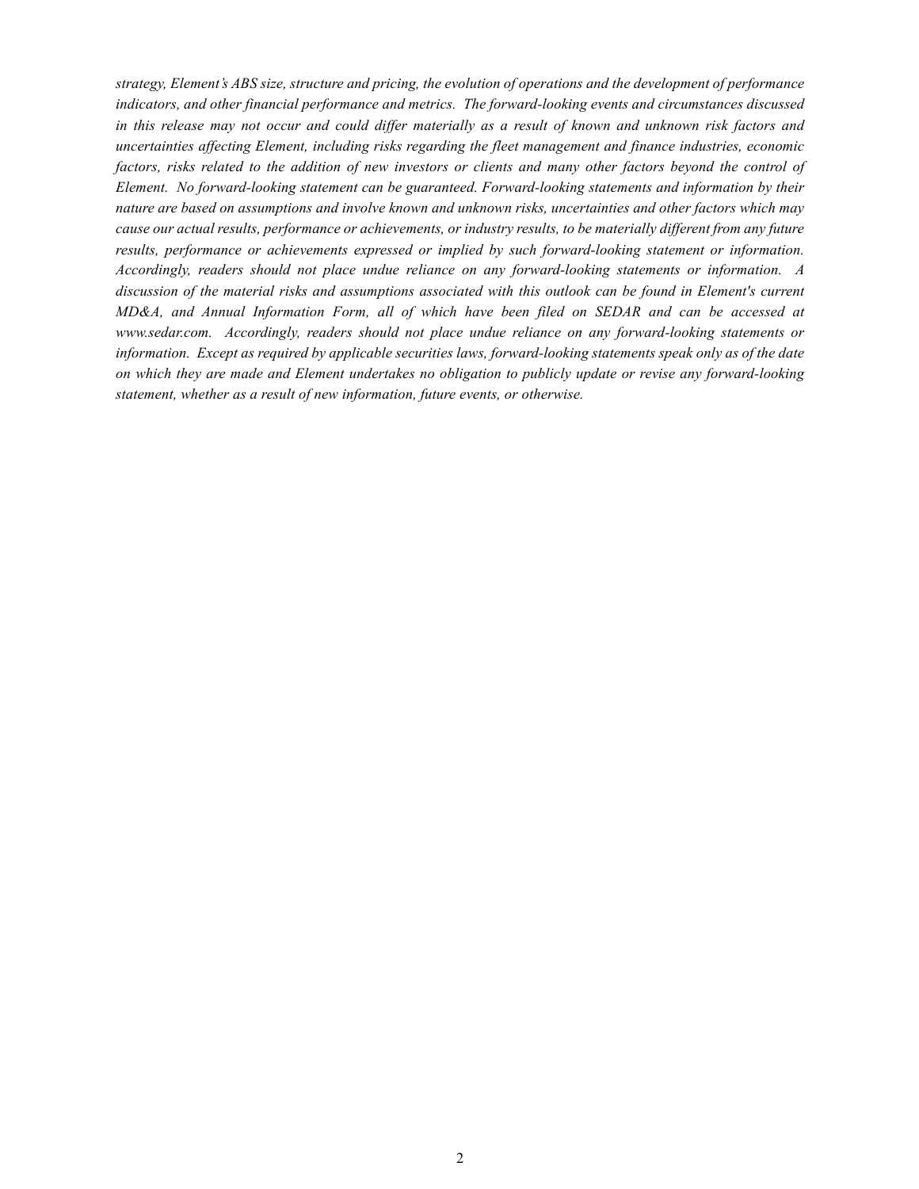*strategy, Element's ABS size, structure and pricing, the evolution of operations and the development of performance indicators, and other financial performance and metrics. The forward-looking events and circumstances discussed in this release may not occur and could differ materially as a result of known and unknown risk factors and uncertainties affecting Element, including risks regarding the fleet management and finance industries, economic factors, risks related to the addition of new investors or clients and many other factors beyond the control of Element. No forward-looking statement can be guaranteed. Forward-looking statements and information by their nature are based on assumptions and involve known and unknown risks, uncertainties and other factors which may cause our actual results, performance or achievements, or industry results, to be materially different from any future results, performance or achievements expressed or implied by such forward-looking statement or information. Accordingly, readers should not place undue reliance on any forward-looking statements or information. A discussion of the material risks and assumptions associated with this outlook can be found in Element's current MD&A, and Annual Information Form, all of which have been filed on SEDAR and can be accessed at www.sedar.com. Accordingly, readers should not place undue reliance on any forward-looking statements or information. Except as required by applicable securities laws, forward-looking statements speak only as of the date on which they are made and Element undertakes no obligation to publicly update or revise any forward-looking statement, whether as a result of new information, future events, or otherwise.*